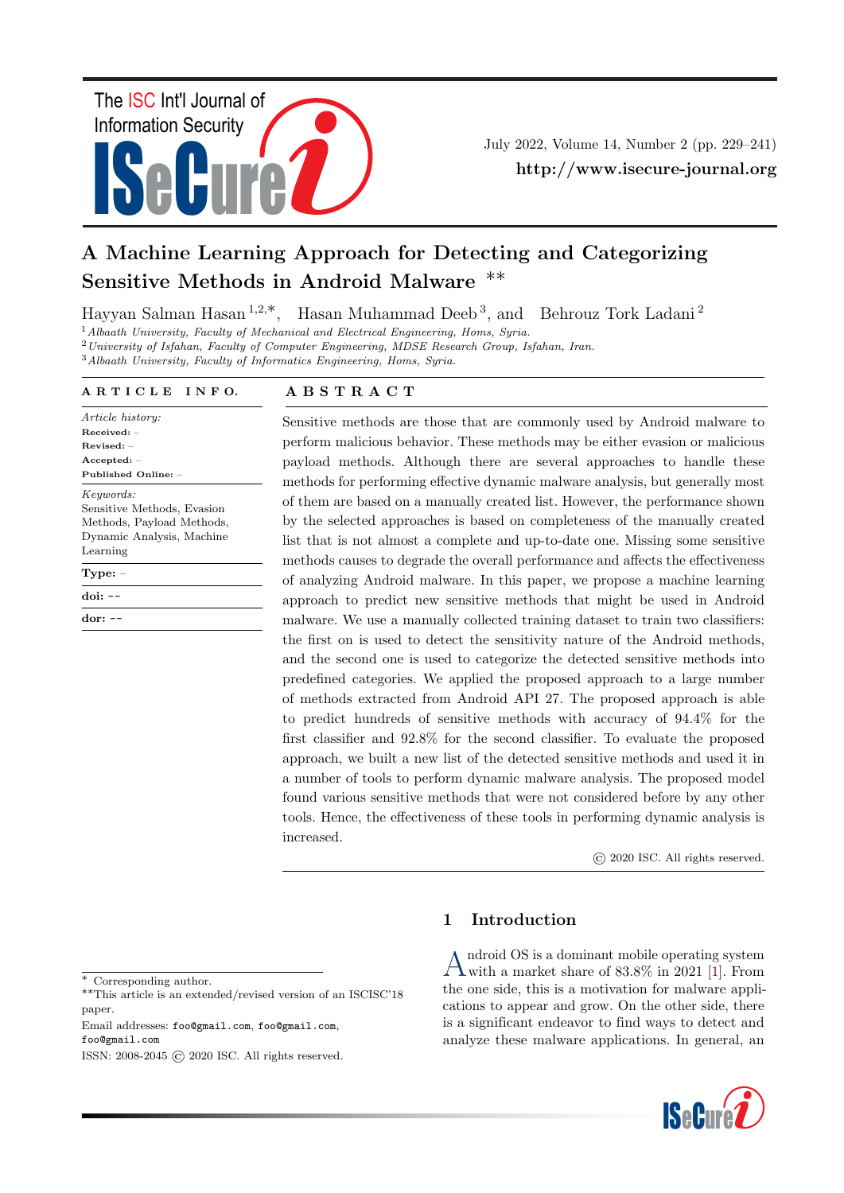# A Machine Learning Approach for Detecting and Categorizing Sensitive Methods in Android Malware **

Hayyan Salman Hasan [1,2,*], Hasan Muhammad Deeb [3], and Behrouz Tork Ladani [2]

[1] *Albaath University, Faculty of Mechanical and Electrical Engineering, Homs, Syria.*
[2] *University of Isfahan, Faculty of Computer Engineering, MDSE Research Group, Isfahan, Iran.*
[3] *Albaath University, Faculty of Informatics Engineering, Homs, Syria.*

**ARTICLE INFO.**

*Article history:*
**Received:** –
**Revised:** –
**Accepted:** –
**Published Online:** –

*Keywords:*
Sensitive Methods, Evasion Methods, Payload Methods, Dynamic Analysis, Machine Learning

**Type:** –

**doi:** --

**dor:** --

**ABSTRACT**

Sensitive methods are those that are commonly used by Android malware to perform malicious behavior. These methods may be either evasion or malicious payload methods. Although there are several approaches to handle these methods for performing effective dynamic malware analysis, but generally most of them are based on a manually created list. However, the performance shown by the selected approaches is based on completeness of the manually created list that is not almost a complete and up-to-date one. Missing some sensitive methods causes to degrade the overall performance and affects the effectiveness of analyzing Android malware. In this paper, we propose a machine learning approach to predict new sensitive methods that might be used in Android malware. We use a manually collected training dataset to train two classifiers: the first on is used to detect the sensitivity nature of the Android methods, and the second one is used to categorize the detected sensitive methods into predefined categories. We applied the proposed approach to a large number of methods extracted from Android API 27. The proposed approach is able to predict hundreds of sensitive methods with accuracy of 94.4% for the first classifier and 92.8% for the second classifier. To evaluate the proposed approach, we built a new list of the detected sensitive methods and used it in a number of tools to perform dynamic malware analysis. The proposed model found various sensitive methods that were not considered before by any other tools. Hence, the effectiveness of these tools in performing dynamic analysis is increased.

© 2020 ISC. All rights reserved.

## 1 Introduction

Android OS is a dominant mobile operating system with a market share of 83.8% in 2021 [1]. From the one side, this is a motivation for malware applications to appear and grow. On the other side, there is a significant endeavor to find ways to detect and analyze these malware applications. In general, an

---

\* Corresponding author.

**This article is an extended/revised version of an ISCISC'18 paper.

Email addresses: foo@gmail.com, foo@gmail.com, foo@gmail.com

ISSN: 2008-2045 © 2020 ISC. All rights reserved.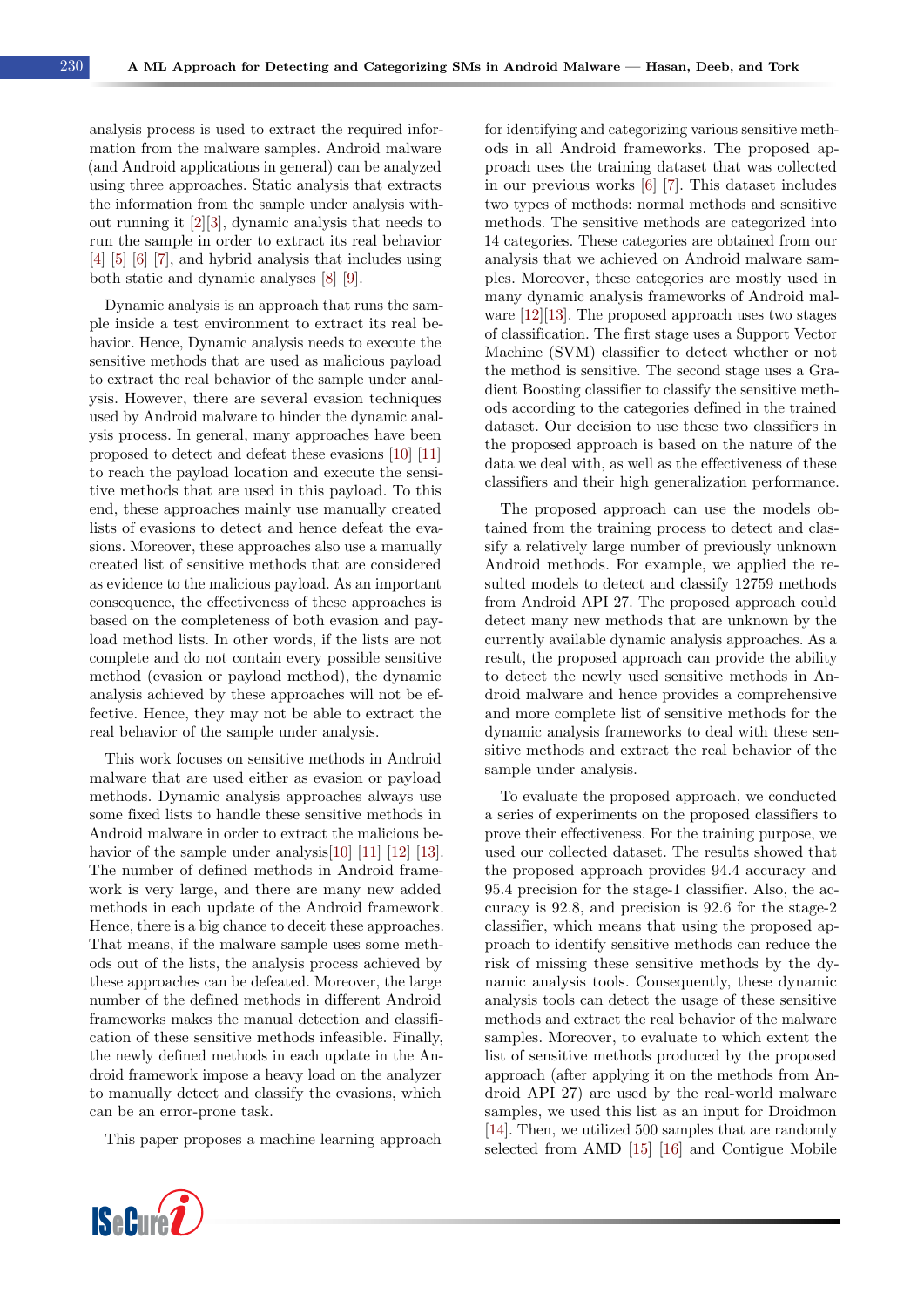analysis process is used to extract the required information from the malware samples. Android malware (and Android applications in general) can be analyzed using three approaches. Static analysis that extracts the information from the sample under analysis without running it [2][3], dynamic analysis that needs to run the sample in order to extract its real behavior [4] [5] [6] [7], and hybrid analysis that includes using both static and dynamic analyses [8] [9].

Dynamic analysis is an approach that runs the sample inside a test environment to extract its real behavior. Hence, Dynamic analysis needs to execute the sensitive methods that are used as malicious payload to extract the real behavior of the sample under analysis. However, there are several evasion techniques used by Android malware to hinder the dynamic analysis process. In general, many approaches have been proposed to detect and defeat these evasions [10] [11] to reach the payload location and execute the sensitive methods that are used in this payload. To this end, these approaches mainly use manually created lists of evasions to detect and hence defeat the evasions. Moreover, these approaches also use a manually created list of sensitive methods that are considered as evidence to the malicious payload. As an important consequence, the effectiveness of these approaches is based on the completeness of both evasion and payload method lists. In other words, if the lists are not complete and do not contain every possible sensitive method (evasion or payload method), the dynamic analysis achieved by these approaches will not be effective. Hence, they may not be able to extract the real behavior of the sample under analysis.

This work focuses on sensitive methods in Android malware that are used either as evasion or payload methods. Dynamic analysis approaches always use some fixed lists to handle these sensitive methods in Android malware in order to extract the malicious behavior of the sample under analysis[10] [11] [12] [13]. The number of defined methods in Android framework is very large, and there are many new added methods in each update of the Android framework. Hence, there is a big chance to deceit these approaches. That means, if the malware sample uses some methods out of the lists, the analysis process achieved by these approaches can be defeated. Moreover, the large number of the defined methods in different Android frameworks makes the manual detection and classification of these sensitive methods infeasible. Finally, the newly defined methods in each update in the Android framework impose a heavy load on the analyzer to manually detect and classify the evasions, which can be an error-prone task.

This paper proposes a machine learning approach for identifying and categorizing various sensitive methods in all Android frameworks. The proposed approach uses the training dataset that was collected in our previous works [6] [7]. This dataset includes two types of methods: normal methods and sensitive methods. The sensitive methods are categorized into 14 categories. These categories are obtained from our analysis that we achieved on Android malware samples. Moreover, these categories are mostly used in many dynamic analysis frameworks of Android malware [12][13]. The proposed approach uses two stages of classification. The first stage uses a Support Vector Machine (SVM) classifier to detect whether or not the method is sensitive. The second stage uses a Gradient Boosting classifier to classify the sensitive methods according to the categories defined in the trained dataset. Our decision to use these two classifiers in the proposed approach is based on the nature of the data we deal with, as well as the effectiveness of these classifiers and their high generalization performance.

The proposed approach can use the models obtained from the training process to detect and classify a relatively large number of previously unknown Android methods. For example, we applied the resulted models to detect and classify 12759 methods from Android API 27. The proposed approach could detect many new methods that are unknown by the currently available dynamic analysis approaches. As a result, the proposed approach can provide the ability to detect the newly used sensitive methods in Android malware and hence provides a comprehensive and more complete list of sensitive methods for the dynamic analysis frameworks to deal with these sensitive methods and extract the real behavior of the sample under analysis.

To evaluate the proposed approach, we conducted a series of experiments on the proposed classifiers to prove their effectiveness. For the training purpose, we used our collected dataset. The results showed that the proposed approach provides 94.4 accuracy and 95.4 precision for the stage-1 classifier. Also, the accuracy is 92.8, and precision is 92.6 for the stage-2 classifier, which means that using the proposed approach to identify sensitive methods can reduce the risk of missing these sensitive methods by the dynamic analysis tools. Consequently, these dynamic analysis tools can detect the usage of these sensitive methods and extract the real behavior of the malware samples. Moreover, to evaluate to which extent the list of sensitive methods produced by the proposed approach (after applying it on the methods from Android API 27) are used by the real-world malware samples, we used this list as an input for Droidmon [14]. Then, we utilized 500 samples that are randomly selected from AMD [15] [16] and Contigue Mobile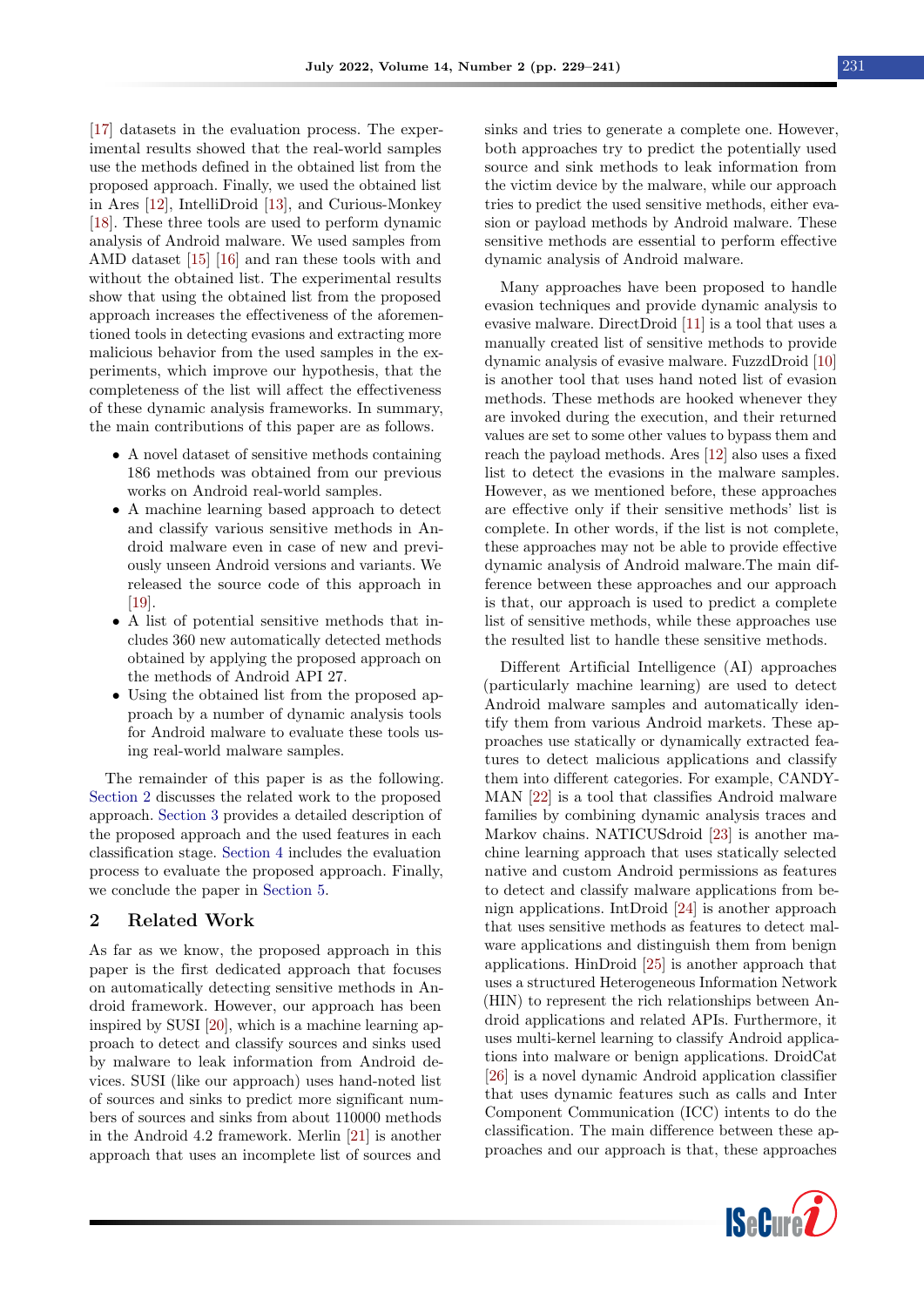[17] datasets in the evaluation process. The experimental results showed that the real-world samples use the methods defined in the obtained list from the proposed approach. Finally, we used the obtained list in Ares [12], IntelliDroid [13], and Curious-Monkey [18]. These three tools are used to perform dynamic analysis of Android malware. We used samples from AMD dataset [15] [16] and ran these tools with and without the obtained list. The experimental results show that using the obtained list from the proposed approach increases the effectiveness of the aforementioned tools in detecting evasions and extracting more malicious behavior from the used samples in the experiments, which improve our hypothesis, that the completeness of the list will affect the effectiveness of these dynamic analysis frameworks. In summary, the main contributions of this paper are as follows.

- A novel dataset of sensitive methods containing 186 methods was obtained from our previous works on Android real-world samples.
- A machine learning based approach to detect and classify various sensitive methods in Android malware even in case of new and previously unseen Android versions and variants. We released the source code of this approach in [19].
- A list of potential sensitive methods that includes 360 new automatically detected methods obtained by applying the proposed approach on the methods of Android API 27.
- Using the obtained list from the proposed approach by a number of dynamic analysis tools for Android malware to evaluate these tools using real-world malware samples.

The remainder of this paper is as the following. Section 2 discusses the related work to the proposed approach. Section 3 provides a detailed description of the proposed approach and the used features in each classification stage. Section 4 includes the evaluation process to evaluate the proposed approach. Finally, we conclude the paper in Section 5.

## 2 Related Work

As far as we know, the proposed approach in this paper is the first dedicated approach that focuses on automatically detecting sensitive methods in Android framework. However, our approach has been inspired by SUSI [20], which is a machine learning approach to detect and classify sources and sinks used by malware to leak information from Android devices. SUSI (like our approach) uses hand-noted list of sources and sinks to predict more significant numbers of sources and sinks from about 110000 methods in the Android 4.2 framework. Merlin [21] is another approach that uses an incomplete list of sources and sinks and tries to generate a complete one. However, both approaches try to predict the potentially used source and sink methods to leak information from the victim device by the malware, while our approach tries to predict the used sensitive methods, either evasion or payload methods by Android malware. These sensitive methods are essential to perform effective dynamic analysis of Android malware.

Many approaches have been proposed to handle evasion techniques and provide dynamic analysis to evasive malware. DirectDroid [11] is a tool that uses a manually created list of sensitive methods to provide dynamic analysis of evasive malware. FuzzdDroid [10] is another tool that uses hand noted list of evasion methods. These methods are hooked whenever they are invoked during the execution, and their returned values are set to some other values to bypass them and reach the payload methods. Ares [12] also uses a fixed list to detect the evasions in the malware samples. However, as we mentioned before, these approaches are effective only if their sensitive methods' list is complete. In other words, if the list is not complete, these approaches may not be able to provide effective dynamic analysis of Android malware.The main difference between these approaches and our approach is that, our approach is used to predict a complete list of sensitive methods, while these approaches use the resulted list to handle these sensitive methods.

Different Artificial Intelligence (AI) approaches (particularly machine learning) are used to detect Android malware samples and automatically identify them from various Android markets. These approaches use statically or dynamically extracted features to detect malicious applications and classify them into different categories. For example, CANDYMAN [22] is a tool that classifies Android malware families by combining dynamic analysis traces and Markov chains. NATICUSdroid [23] is another machine learning approach that uses statically selected native and custom Android permissions as features to detect and classify malware applications from benign applications. IntDroid [24] is another approach that uses sensitive methods as features to detect malware applications and distinguish them from benign applications. HinDroid [25] is another approach that uses a structured Heterogeneous Information Network (HIN) to represent the rich relationships between Android applications and related APIs. Furthermore, it uses multi-kernel learning to classify Android applications into malware or benign applications. DroidCat [26] is a novel dynamic Android application classifier that uses dynamic features such as calls and Inter Component Communication (ICC) intents to do the classification. The main difference between these approaches and our approach is that, these approaches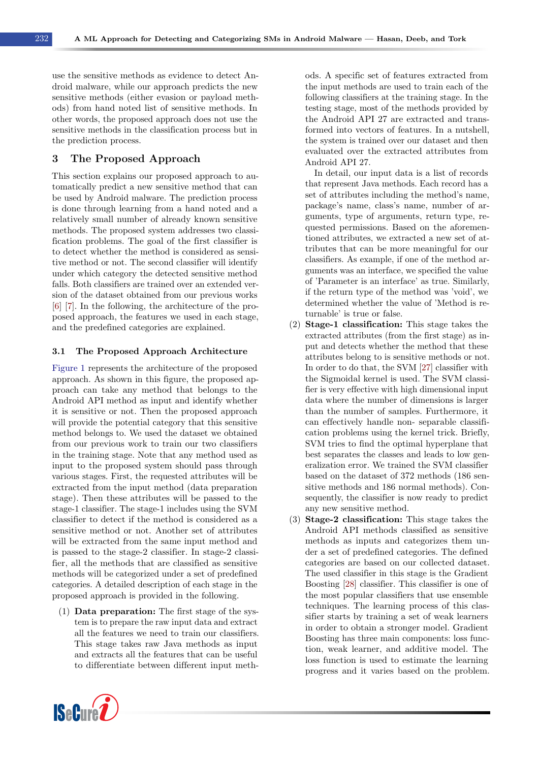use the sensitive methods as evidence to detect Android malware, while our approach predicts the new sensitive methods (either evasion or payload methods) from hand noted list of sensitive methods. In other words, the proposed approach does not use the sensitive methods in the classification process but in the prediction process.

## 3 The Proposed Approach

This section explains our proposed approach to automatically predict a new sensitive method that can be used by Android malware. The prediction process is done through learning from a hand noted and a relatively small number of already known sensitive methods. The proposed system addresses two classification problems. The goal of the first classifier is to detect whether the method is considered as sensitive method or not. The second classifier will identify under which category the detected sensitive method falls. Both classifiers are trained over an extended version of the dataset obtained from our previous works [6] [7]. In the following, the architecture of the proposed approach, the features we used in each stage, and the predefined categories are explained.

### 3.1 The Proposed Approach Architecture

Figure 1 represents the architecture of the proposed approach. As shown in this figure, the proposed approach can take any method that belongs to the Android API method as input and identify whether it is sensitive or not. Then the proposed approach will provide the potential category that this sensitive method belongs to. We used the dataset we obtained from our previous work to train our two classifiers in the training stage. Note that any method used as input to the proposed system should pass through various stages. First, the requested attributes will be extracted from the input method (data preparation stage). Then these attributes will be passed to the stage-1 classifier. The stage-1 includes using the SVM classifier to detect if the method is considered as a sensitive method or not. Another set of attributes will be extracted from the same input method and is passed to the stage-2 classifier. In stage-2 classifier, all the methods that are classified as sensitive methods will be categorized under a set of predefined categories. A detailed description of each stage in the proposed approach is provided in the following.

(1) **Data preparation:** The first stage of the system is to prepare the raw input data and extract all the features we need to train our classifiers. This stage takes raw Java methods as input and extracts all the features that can be useful to differentiate between different input methods. A specific set of features extracted from the input methods are used to train each of the following classifiers at the training stage. In the testing stage, most of the methods provided by the Android API 27 are extracted and transformed into vectors of features. In a nutshell, the system is trained over our dataset and then evaluated over the extracted attributes from Android API 27.

In detail, our input data is a list of records that represent Java methods. Each record has a set of attributes including the method's name, package's name, class's name, number of arguments, type of arguments, return type, requested permissions. Based on the aforementioned attributes, we extracted a new set of attributes that can be more meaningful for our classifiers. As example, if one of the method arguments was an interface, we specified the value of 'Parameter is an interface' as true. Similarly, if the return type of the method was 'void', we determined whether the value of 'Method is returnable' is true or false.

(2) **Stage-1 classification:** This stage takes the extracted attributes (from the first stage) as input and detects whether the method that these attributes belong to is sensitive methods or not. In order to do that, the SVM [27] classifier with the Sigmoidal kernel is used. The SVM classifier is very effective with high dimensional input data where the number of dimensions is larger than the number of samples. Furthermore, it can effectively handle non- separable classification problems using the kernel trick. Briefly, SVM tries to find the optimal hyperplane that best separates the classes and leads to low generalization error. We trained the SVM classifier based on the dataset of 372 methods (186 sensitive methods and 186 normal methods). Consequently, the classifier is now ready to predict any new sensitive method.

(3) **Stage-2 classification:** This stage takes the Android API methods classified as sensitive methods as inputs and categorizes them under a set of predefined categories. The defined categories are based on our collected dataset. The used classifier in this stage is the Gradient Boosting [28] classifier. This classifier is one of the most popular classifiers that use ensemble techniques. The learning process of this classifier starts by training a set of weak learners in order to obtain a stronger model. Gradient Boosting has three main components: loss function, weak learner, and additive model. The loss function is used to estimate the learning progress and it varies based on the problem.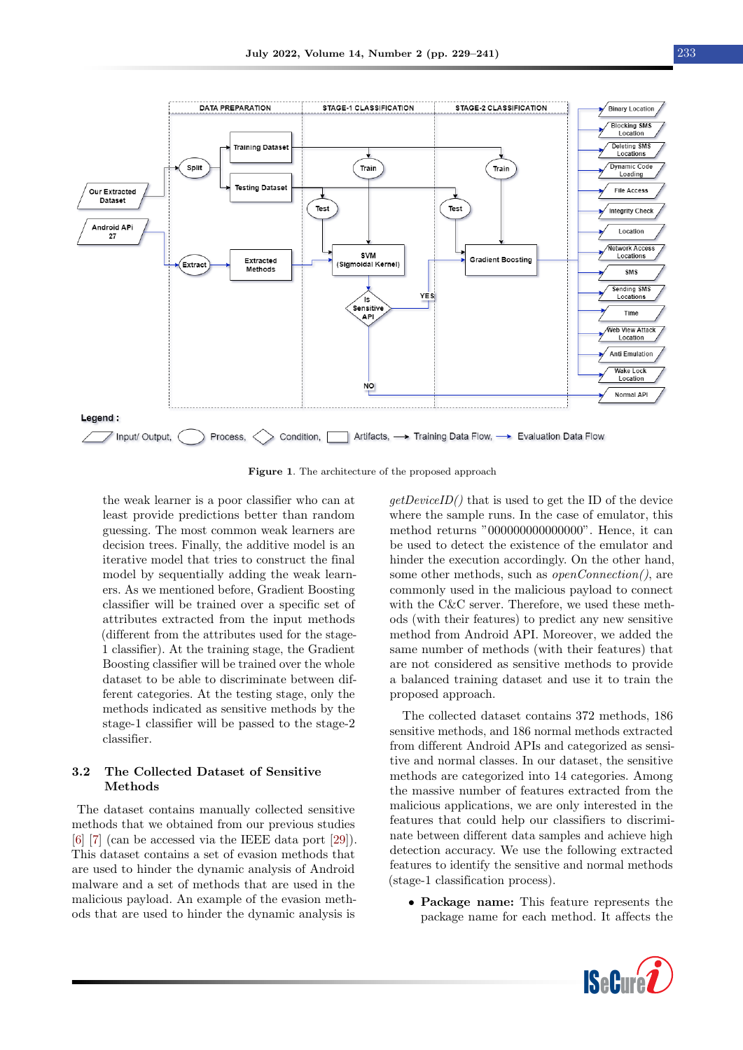**Figure 1**. The architecture of the proposed approach

the weak learner is a poor classifier who can at least provide predictions better than random guessing. The most common weak learners are decision trees. Finally, the additive model is an iterative model that tries to construct the final model by sequentially adding the weak learners. As we mentioned before, Gradient Boosting classifier will be trained over a specific set of attributes extracted from the input methods (different from the attributes used for the stage-1 classifier). At the training stage, the Gradient Boosting classifier will be trained over the whole dataset to be able to discriminate between different categories. At the testing stage, only the methods indicated as sensitive methods by the stage-1 classifier will be passed to the stage-2 classifier.

### 3.2 The Collected Dataset of Sensitive Methods

The dataset contains manually collected sensitive methods that we obtained from our previous studies [6] [7] (can be accessed via the IEEE data port [29]). This dataset contains a set of evasion methods that are used to hinder the dynamic analysis of Android malware and a set of methods that are used in the malicious payload. An example of the evasion methods that are used to hinder the dynamic analysis is *getDeviceID()* that is used to get the ID of the device where the sample runs. In the case of emulator, this method returns "000000000000000". Hence, it can be used to detect the existence of the emulator and hinder the execution accordingly. On the other hand, some other methods, such as *openConnection()*, are commonly used in the malicious payload to connect with the C&C server. Therefore, we used these methods (with their features) to predict any new sensitive method from Android API. Moreover, we added the same number of methods (with their features) that are not considered as sensitive methods to provide a balanced training dataset and use it to train the proposed approach.

The collected dataset contains 372 methods, 186 sensitive methods, and 186 normal methods extracted from different Android APIs and categorized as sensitive and normal classes. In our dataset, the sensitive methods are categorized into 14 categories. Among the massive number of features extracted from the malicious applications, we are only interested in the features that could help our classifiers to discriminate between different data samples and achieve high detection accuracy. We use the following extracted features to identify the sensitive and normal methods (stage-1 classification process).

- **Package name:** This feature represents the package name for each method. It affects the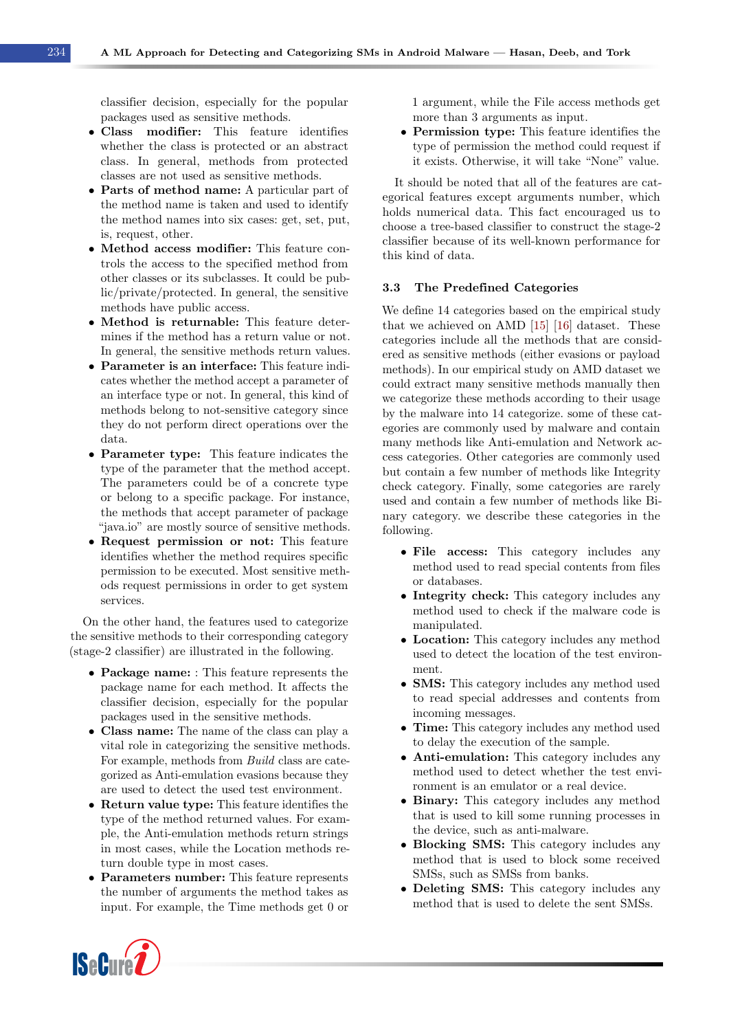classifier decision, especially for the popular packages used as sensitive methods.

- **Class modifier:** This feature identifies whether the class is protected or an abstract class. In general, methods from protected classes are not used as sensitive methods.
- **Parts of method name:** A particular part of the method name is taken and used to identify the method names into six cases: get, set, put, is, request, other.
- **Method access modifier:** This feature controls the access to the specified method from other classes or its subclasses. It could be public/private/protected. In general, the sensitive methods have public access.
- **Method is returnable:** This feature determines if the method has a return value or not. In general, the sensitive methods return values.
- **Parameter is an interface:** This feature indicates whether the method accept a parameter of an interface type or not. In general, this kind of methods belong to not-sensitive category since they do not perform direct operations over the data.
- **Parameter type:** This feature indicates the type of the parameter that the method accept. The parameters could be of a concrete type or belong to a specific package. For instance, the methods that accept parameter of package "java.io" are mostly source of sensitive methods.
- **Request permission or not:** This feature identifies whether the method requires specific permission to be executed. Most sensitive methods request permissions in order to get system services.

On the other hand, the features used to categorize the sensitive methods to their corresponding category (stage-2 classifier) are illustrated in the following.

- **Package name:** : This feature represents the package name for each method. It affects the classifier decision, especially for the popular packages used in the sensitive methods.
- **Class name:** The name of the class can play a vital role in categorizing the sensitive methods. For example, methods from *Build* class are categorized as Anti-emulation evasions because they are used to detect the used test environment.
- **Return value type:** This feature identifies the type of the method returned values. For example, the Anti-emulation methods return strings in most cases, while the Location methods return double type in most cases.
- **Parameters number:** This feature represents the number of arguments the method takes as input. For example, the Time methods get 0 or 1 argument, while the File access methods get more than 3 arguments as input.
- **Permission type:** This feature identifies the type of permission the method could request if it exists. Otherwise, it will take "None" value.

It should be noted that all of the features are categorical features except arguments number, which holds numerical data. This fact encouraged us to choose a tree-based classifier to construct the stage-2 classifier because of its well-known performance for this kind of data.

### 3.3 The Predefined Categories

We define 14 categories based on the empirical study that we achieved on AMD [15] [16] dataset. These categories include all the methods that are considered as sensitive methods (either evasions or payload methods). In our empirical study on AMD dataset we could extract many sensitive methods manually then we categorize these methods according to their usage by the malware into 14 categorize. some of these categories are commonly used by malware and contain many methods like Anti-emulation and Network access categories. Other categories are commonly used but contain a few number of methods like Integrity check category. Finally, some categories are rarely used and contain a few number of methods like Binary category. we describe these categories in the following.

- **File access:** This category includes any method used to read special contents from files or databases.
- **Integrity check:** This category includes any method used to check if the malware code is manipulated.
- **Location:** This category includes any method used to detect the location of the test environment.
- **SMS:** This category includes any method used to read special addresses and contents from incoming messages.
- **Time:** This category includes any method used to delay the execution of the sample.
- **Anti-emulation:** This category includes any method used to detect whether the test environment is an emulator or a real device.
- **Binary:** This category includes any method that is used to kill some running processes in the device, such as anti-malware.
- **Blocking SMS:** This category includes any method that is used to block some received SMSs, such as SMSs from banks.
- **Deleting SMS:** This category includes any method that is used to delete the sent SMSs.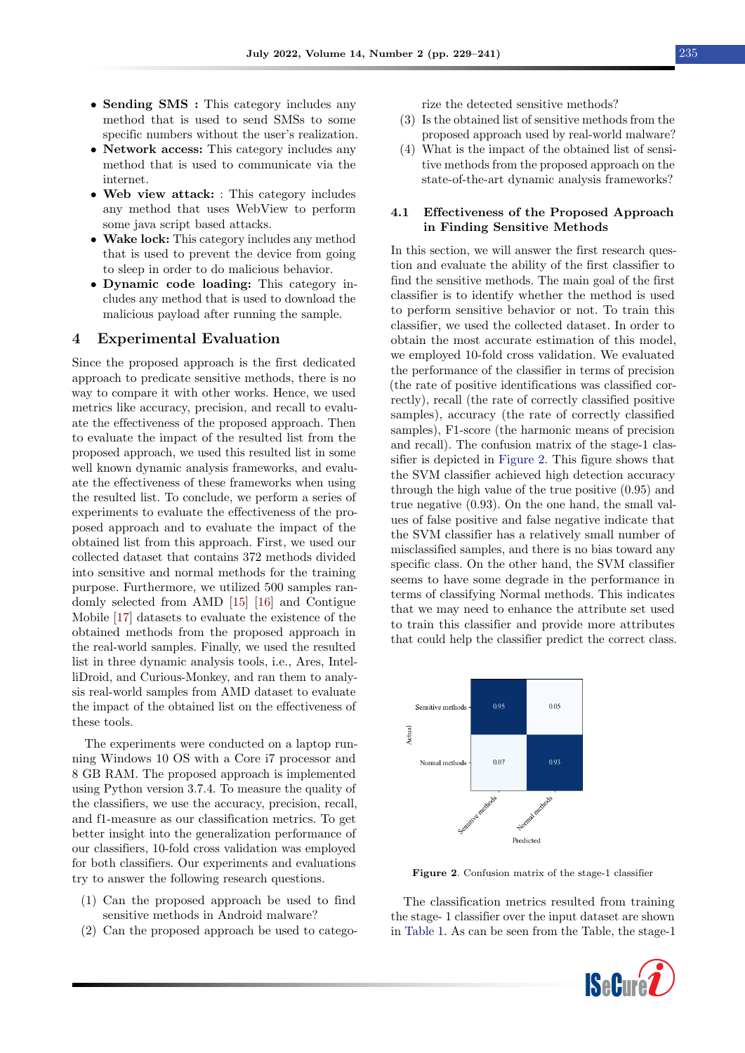- **Sending SMS :** This category includes any method that is used to send SMSs to some specific numbers without the user's realization.
- **Network access:** This category includes any method that is used to communicate via the internet.
- **Web view attack:** : This category includes any method that uses WebView to perform some java script based attacks.
- **Wake lock:** This category includes any method that is used to prevent the device from going to sleep in order to do malicious behavior.
- **Dynamic code loading:** This category includes any method that is used to download the malicious payload after running the sample.

## 4 Experimental Evaluation

Since the proposed approach is the first dedicated approach to predicate sensitive methods, there is no way to compare it with other works. Hence, we used metrics like accuracy, precision, and recall to evaluate the effectiveness of the proposed approach. Then to evaluate the impact of the resulted list from the proposed approach, we used this resulted list in some well known dynamic analysis frameworks, and evaluate the effectiveness of these frameworks when using the resulted list. To conclude, we perform a series of experiments to evaluate the effectiveness of the proposed approach and to evaluate the impact of the obtained list from this approach. First, we used our collected dataset that contains 372 methods divided into sensitive and normal methods for the training purpose. Furthermore, we utilized 500 samples randomly selected from AMD [15] [16] and Contigue Mobile [17] datasets to evaluate the existence of the obtained methods from the proposed approach in the real-world samples. Finally, we used the resulted list in three dynamic analysis tools, i.e., Ares, IntelliDroid, and Curious-Monkey, and ran them to analysis real-world samples from AMD dataset to evaluate the impact of the obtained list on the effectiveness of these tools.

The experiments were conducted on a laptop running Windows 10 OS with a Core i7 processor and 8 GB RAM. The proposed approach is implemented using Python version 3.7.4. To measure the quality of the classifiers, we use the accuracy, precision, recall, and f1-measure as our classification metrics. To get better insight into the generalization performance of our classifiers, 10-fold cross validation was employed for both classifiers. Our experiments and evaluations try to answer the following research questions.

(1) Can the proposed approach be used to find sensitive methods in Android malware?
(2) Can the proposed approach be used to categorize the detected sensitive methods?
(3) Is the obtained list of sensitive methods from the proposed approach used by real-world malware?
(4) What is the impact of the obtained list of sensitive methods from the proposed approach on the state-of-the-art dynamic analysis frameworks?

### 4.1 Effectiveness of the Proposed Approach in Finding Sensitive Methods

In this section, we will answer the first research question and evaluate the ability of the first classifier to find the sensitive methods. The main goal of the first classifier is to identify whether the method is used to perform sensitive behavior or not. To train this classifier, we used the collected dataset. In order to obtain the most accurate estimation of this model, we employed 10-fold cross validation. We evaluated the performance of the classifier in terms of precision (the rate of positive identifications was classified correctly), recall (the rate of correctly classified positive samples), accuracy (the rate of correctly classified samples), F1-score (the harmonic means of precision and recall). The confusion matrix of the stage-1 classifier is depicted in Figure 2. This figure shows that the SVM classifier achieved high detection accuracy through the high value of the true positive (0.95) and true negative (0.93). On the one hand, the small values of false positive and false negative indicate that the SVM classifier has a relatively small number of misclassified samples, and there is no bias toward any specific class. On the other hand, the SVM classifier seems to have some degrade in the performance in terms of classifying Normal methods. This indicates that we may need to enhance the attribute set used to train this classifier and provide more attributes that could help the classifier predict the correct class.

| Actual \ Predicted | Sensitive methods | Normal methods |
|---|---|---|
| Sensitive methods | 0.95 | 0.05 |
| Normal methods | 0.07 | 0.93 |

**Figure 2**. Confusion matrix of the stage-1 classifier

The classification metrics resulted from training the stage- 1 classifier over the input dataset are shown in Table 1. As can be seen from the Table, the stage-1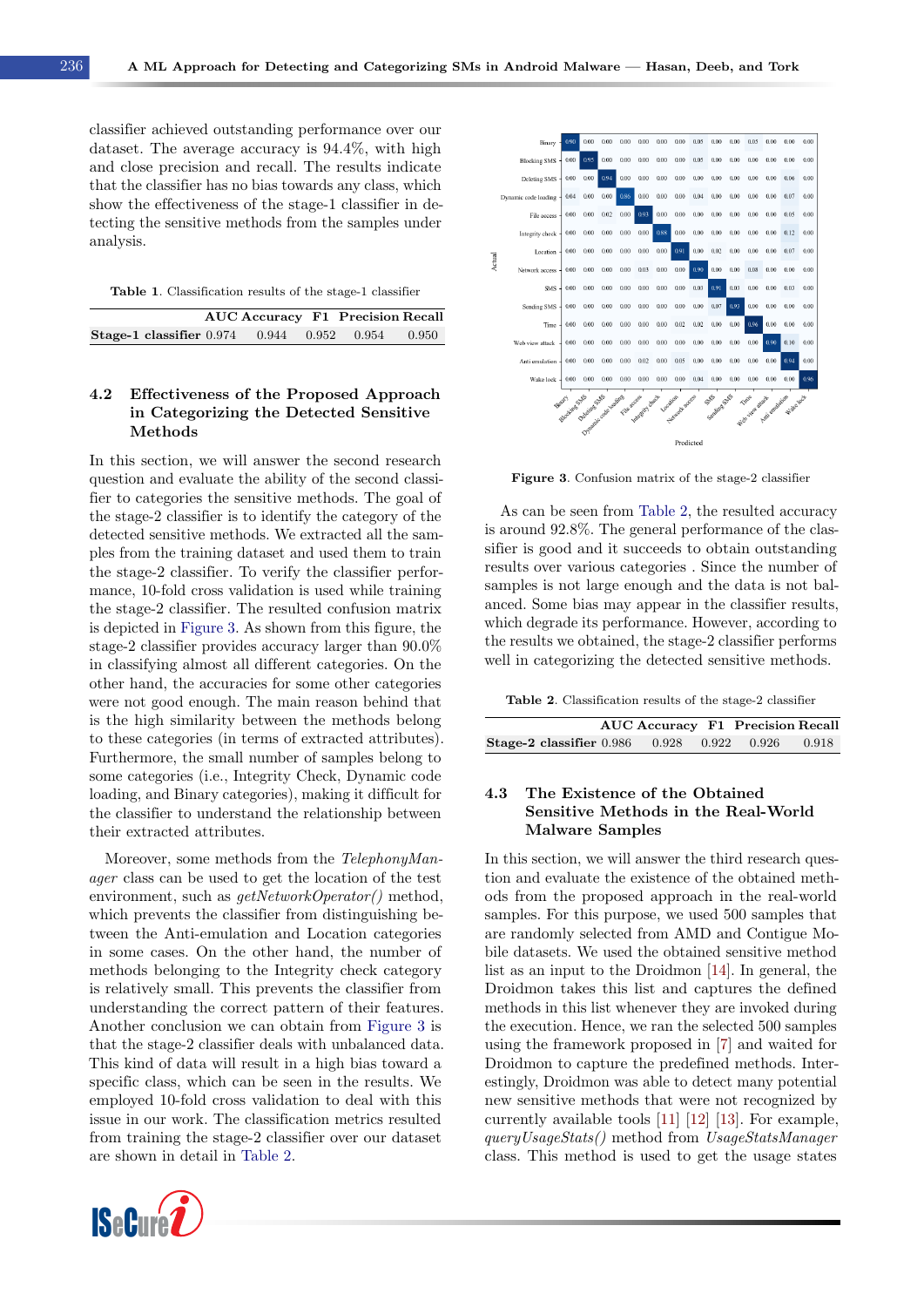classifier achieved outstanding performance over our dataset. The average accuracy is 94.4%, with high and close precision and recall. The results indicate that the classifier has no bias towards any class, which show the effectiveness of the stage-1 classifier in detecting the sensitive methods from the samples under analysis.

**Table 1**. Classification results of the stage-1 classifier

| | AUC | Accuracy | F1 | Precision | Recall |
|---|---|---|---|---|---|
| **Stage-1 classifier** | 0.974 | 0.944 | 0.952 | 0.954 | 0.950 |

## 4.2 Effectiveness of the Proposed Approach in Categorizing the Detected Sensitive Methods

In this section, we will answer the second research question and evaluate the ability of the second classifier to categories the sensitive methods. The goal of the stage-2 classifier is to identify the category of the detected sensitive methods. We extracted all the samples from the training dataset and used them to train the stage-2 classifier. To verify the classifier performance, 10-fold cross validation is used while training the stage-2 classifier. The resulted confusion matrix is depicted in Figure 3. As shown from this figure, the stage-2 classifier provides accuracy larger than 90.0% in classifying almost all different categories. On the other hand, the accuracies for some other categories were not good enough. The main reason behind that is the high similarity between the methods belong to these categories (in terms of extracted attributes). Furthermore, the small number of samples belong to some categories (i.e., Integrity Check, Dynamic code loading, and Binary categories), making it difficult for the classifier to understand the relationship between their extracted attributes.

Moreover, some methods from the *TelephonyManager* class can be used to get the location of the test environment, such as *getNetworkOperator()* method, which prevents the classifier from distinguishing between the Anti-emulation and Location categories in some cases. On the other hand, the number of methods belonging to the Integrity check category is relatively small. This prevents the classifier from understanding the correct pattern of their features. Another conclusion we can obtain from Figure 3 is that the stage-2 classifier deals with unbalanced data. This kind of data will result in a high bias toward a specific class, which can be seen in the results. We employed 10-fold cross validation to deal with this issue in our work. The classification metrics resulted from training the stage-2 classifier over our dataset are shown in detail in Table 2.

| Actual \ Predicted | Binary | Blocking SMS | Deleting SMS | Dynamic code loading | File access | Integrity check | Location | Network access | SMS | Sending SMS | Time | Web view attack | Anti emulation | Wake lock |
|---|---|---|---|---|---|---|---|---|---|---|---|---|---|---|
| Binary | 0.90 | 0.00 | 0.00 | 0.00 | 0.00 | 0.00 | 0.00 | 0.05 | 0.00 | 0.00 | 0.05 | 0.00 | 0.00 | 0.00 |
| Blocking SMS | 0.00 | 0.95 | 0.00 | 0.00 | 0.00 | 0.00 | 0.00 | 0.05 | 0.00 | 0.00 | 0.00 | 0.00 | 0.00 | 0.00 |
| Deleting SMS | 0.00 | 0.00 | 0.94 | 0.00 | 0.00 | 0.00 | 0.00 | 0.00 | 0.00 | 0.00 | 0.00 | 0.00 | 0.06 | 0.00 |
| Dynamic code loading | 0.04 | 0.00 | 0.00 | 0.86 | 0.00 | 0.00 | 0.00 | 0.04 | 0.00 | 0.00 | 0.00 | 0.00 | 0.07 | 0.00 |
| File access | 0.00 | 0.00 | 0.00 | 0.02 | 0.93 | 0.00 | 0.00 | 0.00 | 0.00 | 0.00 | 0.00 | 0.00 | 0.05 | 0.00 |
| Integrity check | 0.00 | 0.00 | 0.00 | 0.00 | 0.00 | 0.88 | 0.00 | 0.00 | 0.00 | 0.00 | 0.00 | 0.00 | 0.12 | 0.00 |
| Location | 0.00 | 0.00 | 0.00 | 0.00 | 0.00 | 0.00 | 0.91 | 0.00 | 0.02 | 0.00 | 0.00 | 0.00 | 0.07 | 0.00 |
| Network access | 0.00 | 0.00 | 0.00 | 0.00 | 0.03 | 0.00 | 0.00 | 0.90 | 0.00 | 0.00 | 0.08 | 0.00 | 0.00 | 0.00 |
| SMS | 0.00 | 0.00 | 0.00 | 0.00 | 0.00 | 0.00 | 0.00 | 0.03 | 0.91 | 0.03 | 0.00 | 0.00 | 0.03 | 0.00 |
| Sending SMS | 0.00 | 0.00 | 0.00 | 0.00 | 0.00 | 0.00 | 0.00 | 0.00 | 0.07 | 0.93 | 0.00 | 0.00 | 0.00 | 0.00 |
| Time | 0.00 | 0.00 | 0.00 | 0.00 | 0.00 | 0.00 | 0.02 | 0.02 | 0.00 | 0.00 | 0.96 | 0.00 | 0.00 | 0.00 |
| Web view attack | 0.00 | 0.00 | 0.00 | 0.00 | 0.00 | 0.00 | 0.00 | 0.00 | 0.00 | 0.00 | 0.00 | 0.90 | 0.10 | 0.00 |
| Anti emulation | 0.00 | 0.00 | 0.00 | 0.00 | 0.02 | 0.00 | 0.05 | 0.00 | 0.00 | 0.00 | 0.00 | 0.00 | 0.94 | 0.00 |
| Wake lock | 0.00 | 0.00 | 0.00 | 0.00 | 0.00 | 0.00 | 0.00 | 0.04 | 0.00 | 0.00 | 0.00 | 0.00 | 0.00 | 0.96 |

**Figure 3**. Confusion matrix of the stage-2 classifier

As can be seen from Table 2, the resulted accuracy is around 92.8%. The general performance of the classifier is good and it succeeds to obtain outstanding results over various categories . Since the number of samples is not large enough and the data is not balanced. Some bias may appear in the classifier results, which degrade its performance. However, according to the results we obtained, the stage-2 classifier performs well in categorizing the detected sensitive methods.

**Table 2**. Classification results of the stage-2 classifier

| | AUC | Accuracy | F1 | Precision | Recall |
|---|---|---|---|---|---|
| **Stage-2 classifier** | 0.986 | 0.928 | 0.922 | 0.926 | 0.918 |

## 4.3 The Existence of the Obtained Sensitive Methods in the Real-World Malware Samples

In this section, we will answer the third research question and evaluate the existence of the obtained methods from the proposed approach in the real-world samples. For this purpose, we used 500 samples that are randomly selected from AMD and Contigue Mobile datasets. We used the obtained sensitive method list as an input to the Droidmon [14]. In general, the Droidmon takes this list and captures the defined methods in this list whenever they are invoked during the execution. Hence, we ran the selected 500 samples using the framework proposed in [7] and waited for Droidmon to capture the predefined methods. Interestingly, Droidmon was able to detect many potential new sensitive methods that were not recognized by currently available tools [11] [12] [13]. For example, *queryUsageStats()* method from *UsageStatsManager* class. This method is used to get the usage states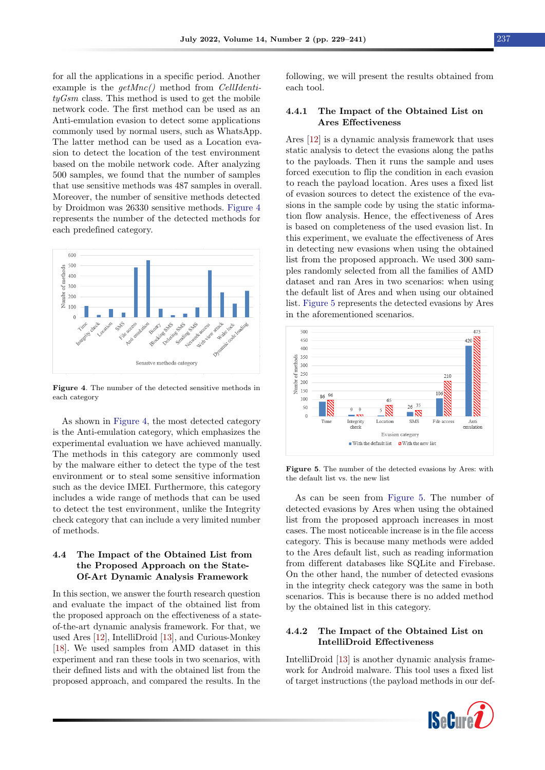for all the applications in a specific period. Another example is the *getMnc()* method from *CellIdentityGsm* class. This method is used to get the mobile network code. The first method can be used as an Anti-emulation evasion to detect some applications commonly used by normal users, such as WhatsApp. The latter method can be used as a Location evasion to detect the location of the test environment based on the mobile network code. After analyzing 500 samples, we found that the number of samples that use sensitive methods was 487 samples in overall. Moreover, the number of sensitive methods detected by Droidmon was 26330 sensitive methods. Figure 4 represents the number of the detected methods for each predefined category.

**Figure 4**. The number of the detected sensitive methods in each category

As shown in Figure 4, the most detected category is the Anti-emulation category, which emphasizes the experimental evaluation we have achieved manually. The methods in this category are commonly used by the malware either to detect the type of the test environment or to steal some sensitive information such as the device IMEI. Furthermore, this category includes a wide range of methods that can be used to detect the test environment, unlike the Integrity check category that can include a very limited number of methods.

## 4.4 The Impact of the Obtained List from the Proposed Approach on the State-Of-Art Dynamic Analysis Framework

In this section, we answer the fourth research question and evaluate the impact of the obtained list from the proposed approach on the effectiveness of a state-of-the-art dynamic analysis framework. For that, we used Ares [12], IntelliDroid [13], and Curious-Monkey [18]. We used samples from AMD dataset in this experiment and ran these tools in two scenarios, with their defined lists and with the obtained list from the proposed approach, and compared the results. In the following, we will present the results obtained from each tool.

### 4.4.1 The Impact of the Obtained List on Ares Effectiveness

Ares [12] is a dynamic analysis framework that uses static analysis to detect the evasions along the paths to the payloads. Then it runs the sample and uses forced execution to flip the condition in each evasion to reach the payload location. Ares uses a fixed list of evasion sources to detect the existence of the evasions in the sample code by using the static information flow analysis. Hence, the effectiveness of Ares is based on completeness of the used evasion list. In this experiment, we evaluate the effectiveness of Ares in detecting new evasions when using the obtained list from the proposed approach. We used 300 samples randomly selected from all the families of AMD dataset and ran Ares in two scenarios: when using the default list of Ares and when using our obtained list. Figure 5 represents the detected evasions by Ares in the aforementioned scenarios.

**Figure 5**. The number of the detected evasions by Ares: with the default list vs. the new list

As can be seen from Figure 5. The number of detected evasions by Ares when using the obtained list from the proposed approach increases in most cases. The most noticeable increase is in the file access category. This is because many methods were added to the Ares default list, such as reading information from different databases like SQLite and Firebase. On the other hand, the number of detected evasions in the integrity check category was the same in both scenarios. This is because there is no added method by the obtained list in this category.

### 4.4.2 The Impact of the Obtained List on IntelliDroid Effectiveness

IntelliDroid [13] is another dynamic analysis framework for Android malware. This tool uses a fixed list of target instructions (the payload methods in our def-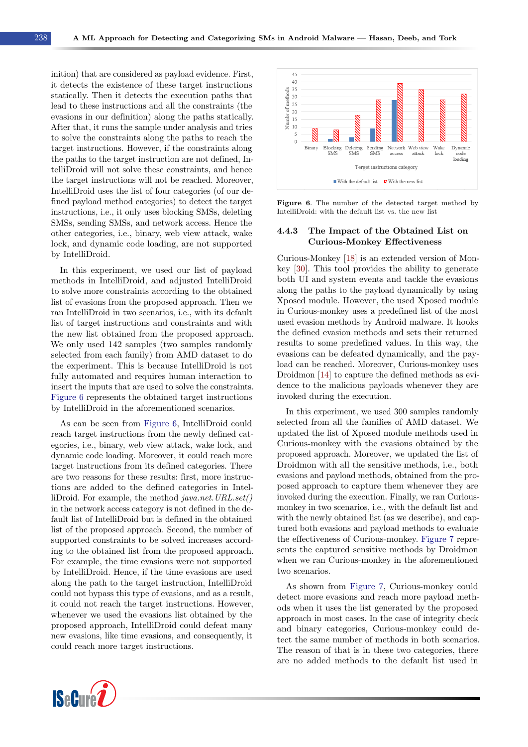inition) that are considered as payload evidence. First, it detects the existence of these target instructions statically. Then it detects the execution paths that lead to these instructions and all the constraints (the evasions in our definition) along the paths statically. After that, it runs the sample under analysis and tries to solve the constraints along the paths to reach the target instructions. However, if the constraints along the paths to the target instruction are not defined, IntelliDroid will not solve these constraints, and hence the target instructions will not be reached. Moreover, IntelliDroid uses the list of four categories (of our defined payload method categories) to detect the target instructions, i.e., it only uses blocking SMSs, deleting SMSs, sending SMSs, and network access. Hence the other categories, i.e., binary, web view attack, wake lock, and dynamic code loading, are not supported by IntelliDroid.

In this experiment, we used our list of payload methods in IntelliDroid, and adjusted IntelliDroid to solve more constraints according to the obtained list of evasions from the proposed approach. Then we ran IntelliDroid in two scenarios, i.e., with its default list of target instructions and constraints and with the new list obtained from the proposed approach. We only used 142 samples (two samples randomly selected from each family) from AMD dataset to do the experiment. This is because IntelliDroid is not fully automated and requires human interaction to insert the inputs that are used to solve the constraints. Figure 6 represents the obtained target instructions by IntelliDroid in the aforementioned scenarios.

As can be seen from Figure 6, IntelliDroid could reach target instructions from the newly defined categories, i.e., binary, web view attack, wake lock, and dynamic code loading. Moreover, it could reach more target instructions from its defined categories. There are two reasons for these results: first, more instructions are added to the defined categories in IntelliDroid. For example, the method *java.net.URL.set()* in the network access category is not defined in the default list of IntelliDroid but is defined in the obtained list of the proposed approach. Second, the number of supported constraints to be solved increases according to the obtained list from the proposed approach. For example, the time evasions were not supported by IntelliDroid. Hence, if the time evasions are used along the path to the target instruction, IntelliDroid could not bypass this type of evasions, and as a result, it could not reach the target instructions. However, whenever we used the evasions list obtained by the proposed approach, IntelliDroid could defeat many new evasions, like time evasions, and consequently, it could reach more target instructions.

**Figure 6**. The number of the detected target method by IntelliDroid: with the default list vs. the new list

#### 4.4.3 The Impact of the Obtained List on Curious-Monkey Effectiveness

Curious-Monkey [18] is an extended version of Monkey [30]. This tool provides the ability to generate both UI and system events and tackle the evasions along the paths to the payload dynamically by using Xposed module. However, the used Xposed module in Curious-monkey uses a predefined list of the most used evasion methods by Android malware. It hooks the defined evasion methods and sets their returned results to some predefined values. In this way, the evasions can be defeated dynamically, and the payload can be reached. Moreover, Curious-monkey uses Droidmon [14] to capture the defined methods as evidence to the malicious payloads whenever they are invoked during the execution.

In this experiment, we used 300 samples randomly selected from all the families of AMD dataset. We updated the list of Xposed module methods used in Curious-monkey with the evasions obtained by the proposed approach. Moreover, we updated the list of Droidmon with all the sensitive methods, i.e., both evasions and payload methods, obtained from the proposed approach to capture them whenever they are invoked during the execution. Finally, we ran Curious-monkey in two scenarios, i.e., with the default list and with the newly obtained list (as we describe), and captured both evasions and payload methods to evaluate the effectiveness of Curious-monkey. Figure 7 represents the captured sensitive methods by Droidmon when we ran Curious-monkey in the aforementioned two scenarios.

As shown from Figure 7, Curious-monkey could detect more evasions and reach more payload methods when it uses the list generated by the proposed approach in most cases. In the case of integrity check and binary categories, Curious-monkey could detect the same number of methods in both scenarios. The reason of that is in these two categories, there are no added methods to the default list used in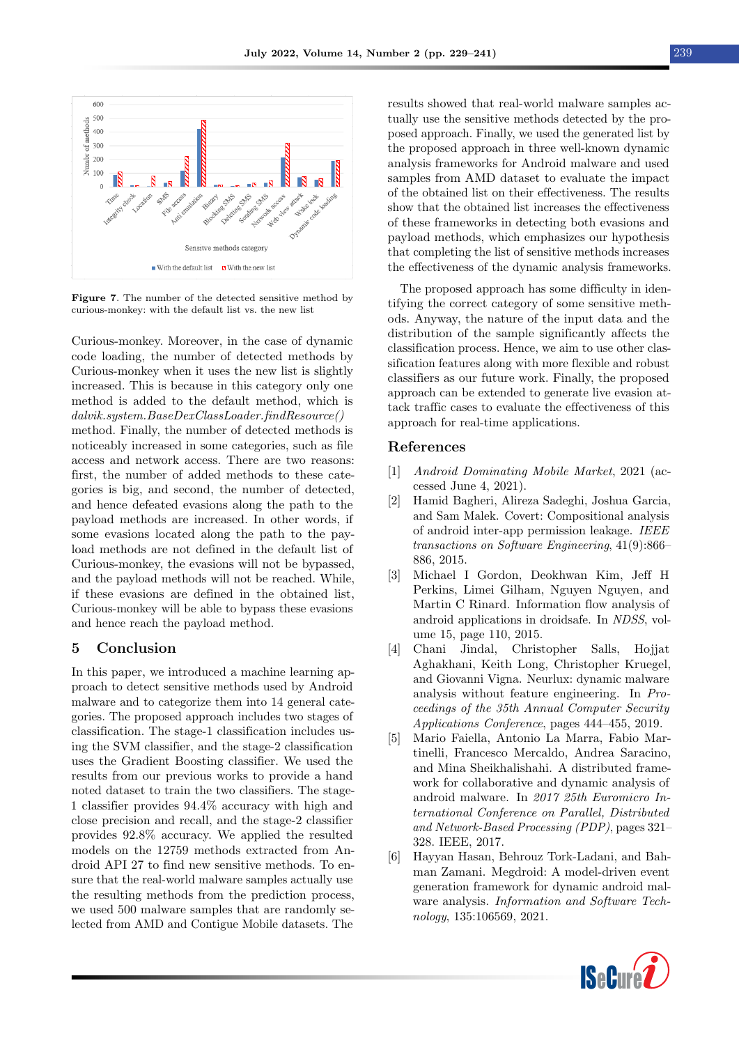**Figure 7**. The number of the detected sensitive method by curious-monkey: with the default list vs. the new list

Curious-monkey. Moreover, in the case of dynamic code loading, the number of detected methods by Curious-monkey when it uses the new list is slightly increased. This is because in this category only one method is added to the default method, which is *dalvik.system.BaseDexClassLoader.findResource()* method. Finally, the number of detected methods is noticeably increased in some categories, such as file access and network access. There are two reasons: first, the number of added methods to these categories is big, and second, the number of detected, and hence defeated evasions along the path to the payload methods are increased. In other words, if some evasions located along the path to the payload methods are not defined in the default list of Curious-monkey, the evasions will not be bypassed, and the payload methods will not be reached. While, if these evasions are defined in the obtained list, Curious-monkey will be able to bypass these evasions and hence reach the payload method.

## 5 Conclusion

In this paper, we introduced a machine learning approach to detect sensitive methods used by Android malware and to categorize them into 14 general categories. The proposed approach includes two stages of classification. The stage-1 classification includes using the SVM classifier, and the stage-2 classification uses the Gradient Boosting classifier. We used the results from our previous works to provide a hand noted dataset to train the two classifiers. The stage-1 classifier provides 94.4% accuracy with high and close precision and recall, and the stage-2 classifier provides 92.8% accuracy. We applied the resulted models on the 12759 methods extracted from Android API 27 to find new sensitive methods. To ensure that the real-world malware samples actually use the resulting methods from the prediction process, we used 500 malware samples that are randomly selected from AMD and Contigue Mobile datasets. The results showed that real-world malware samples actually use the sensitive methods detected by the proposed approach. Finally, we used the generated list by the proposed approach in three well-known dynamic analysis frameworks for Android malware and used samples from AMD dataset to evaluate the impact of the obtained list on their effectiveness. The results show that the obtained list increases the effectiveness of these frameworks in detecting both evasions and payload methods, which emphasizes our hypothesis that completing the list of sensitive methods increases the effectiveness of the dynamic analysis frameworks.

The proposed approach has some difficulty in identifying the correct category of some sensitive methods. Anyway, the nature of the input data and the distribution of the sample significantly affects the classification process. Hence, we aim to use other classification features along with more flexible and robust classifiers as our future work. Finally, the proposed approach can be extended to generate live evasion attack traffic cases to evaluate the effectiveness of this approach for real-time applications.

## References

[1] *Android Dominating Mobile Market*, 2021 (accessed June 4, 2021).

[2] Hamid Bagheri, Alireza Sadeghi, Joshua Garcia, and Sam Malek. Covert: Compositional analysis of android inter-app permission leakage. *IEEE transactions on Software Engineering*, 41(9):866–886, 2015.

[3] Michael I Gordon, Deokhwan Kim, Jeff H Perkins, Limei Gilham, Nguyen Nguyen, and Martin C Rinard. Information flow analysis of android applications in droidsafe. In *NDSS*, volume 15, page 110, 2015.

[4] Chani Jindal, Christopher Salls, Hojjat Aghakhani, Keith Long, Christopher Kruegel, and Giovanni Vigna. Neurlux: dynamic malware analysis without feature engineering. In *Proceedings of the 35th Annual Computer Security Applications Conference*, pages 444–455, 2019.

[5] Mario Faiella, Antonio La Marra, Fabio Martinelli, Francesco Mercaldo, Andrea Saracino, and Mina Sheikhalishahi. A distributed framework for collaborative and dynamic analysis of android malware. In *2017 25th Euromicro International Conference on Parallel, Distributed and Network-Based Processing (PDP)*, pages 321–328. IEEE, 2017.

[6] Hayyan Hasan, Behrouz Tork-Ladani, and Bahman Zamani. Megdroid: A model-driven event generation framework for dynamic android malware analysis. *Information and Software Technology*, 135:106569, 2021.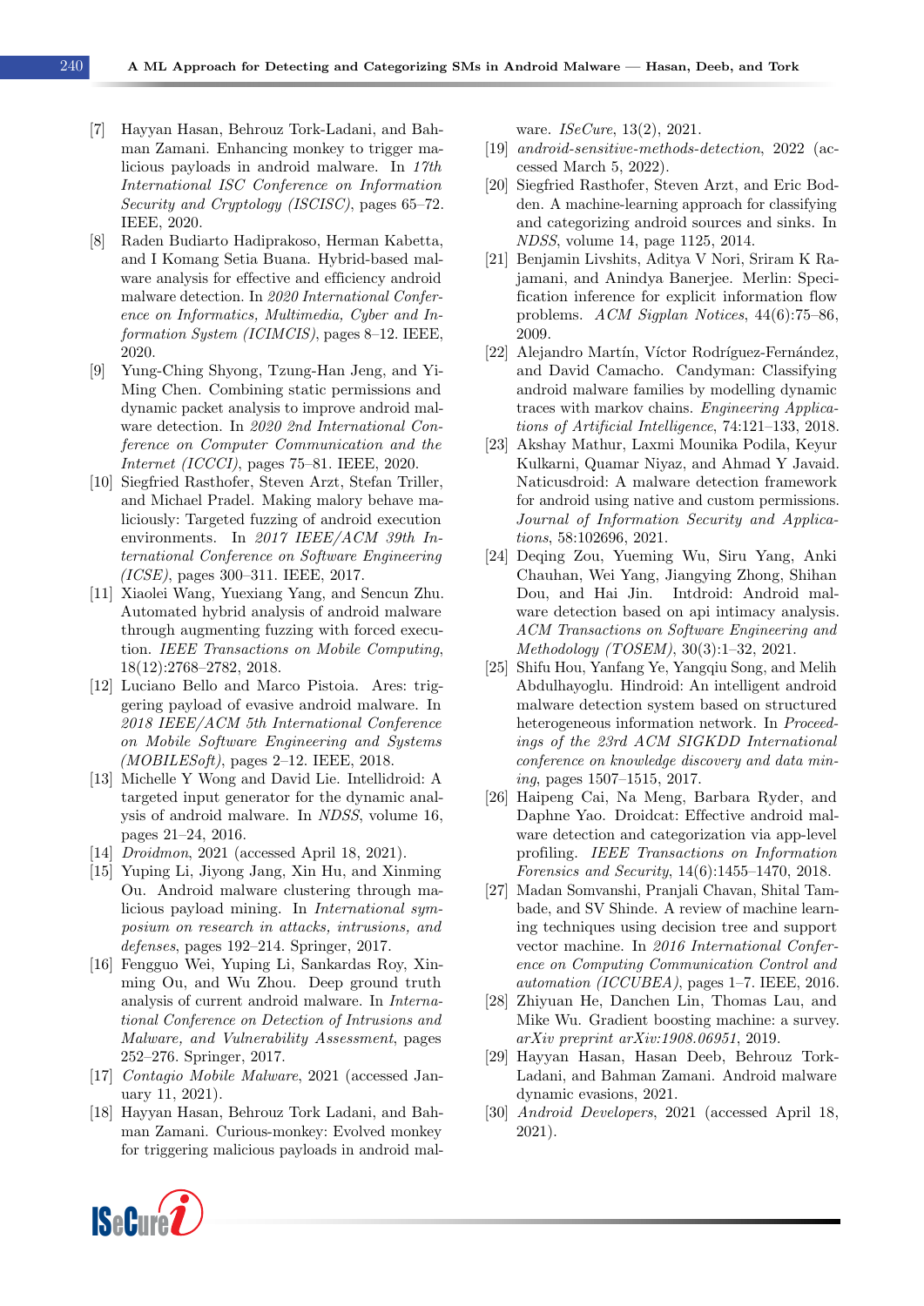[7] Hayyan Hasan, Behrouz Tork-Ladani, and Bahman Zamani. Enhancing monkey to trigger malicious payloads in android malware. In *17th International ISC Conference on Information Security and Cryptology (ISCISC)*, pages 65–72. IEEE, 2020.

[8] Raden Budiarto Hadiprakoso, Herman Kabetta, and I Komang Setia Buana. Hybrid-based malware analysis for effective and efficiency android malware detection. In *2020 International Conference on Informatics, Multimedia, Cyber and Information System (ICIMCIS)*, pages 8–12. IEEE, 2020.

[9] Yung-Ching Shyong, Tzung-Han Jeng, and Yi-Ming Chen. Combining static permissions and dynamic packet analysis to improve android malware detection. In *2020 2nd International Conference on Computer Communication and the Internet (ICCCI)*, pages 75–81. IEEE, 2020.

[10] Siegfried Rasthofer, Steven Arzt, Stefan Triller, and Michael Pradel. Making malory behave maliciously: Targeted fuzzing of android execution environments. In *2017 IEEE/ACM 39th International Conference on Software Engineering (ICSE)*, pages 300–311. IEEE, 2017.

[11] Xiaolei Wang, Yuexiang Yang, and Sencun Zhu. Automated hybrid analysis of android malware through augmenting fuzzing with forced execution. *IEEE Transactions on Mobile Computing*, 18(12):2768–2782, 2018.

[12] Luciano Bello and Marco Pistoia. Ares: triggering payload of evasive android malware. In *2018 IEEE/ACM 5th International Conference on Mobile Software Engineering and Systems (MOBILESoft)*, pages 2–12. IEEE, 2018.

[13] Michelle Y Wong and David Lie. Intellidroid: A targeted input generator for the dynamic analysis of android malware. In *NDSS*, volume 16, pages 21–24, 2016.

[14] *Droidmon*, 2021 (accessed April 18, 2021).

[15] Yuping Li, Jiyong Jang, Xin Hu, and Xinming Ou. Android malware clustering through malicious payload mining. In *International symposium on research in attacks, intrusions, and defenses*, pages 192–214. Springer, 2017.

[16] Fengguo Wei, Yuping Li, Sankardas Roy, Xinming Ou, and Wu Zhou. Deep ground truth analysis of current android malware. In *International Conference on Detection of Intrusions and Malware, and Vulnerability Assessment*, pages 252–276. Springer, 2017.

[17] *Contagio Mobile Malware*, 2021 (accessed January 11, 2021).

[18] Hayyan Hasan, Behrouz Tork Ladani, and Bahman Zamani. Curious-monkey: Evolved monkey for triggering malicious payloads in android malware. *ISeCure*, 13(2), 2021.

[19] *android-sensitive-methods-detection*, 2022 (accessed March 5, 2022).

[20] Siegfried Rasthofer, Steven Arzt, and Eric Bodden. A machine-learning approach for classifying and categorizing android sources and sinks. In *NDSS*, volume 14, page 1125, 2014.

[21] Benjamin Livshits, Aditya V Nori, Sriram K Rajamani, and Anindya Banerjee. Merlin: Specification inference for explicit information flow problems. *ACM Sigplan Notices*, 44(6):75–86, 2009.

[22] Alejandro Martín, Víctor Rodríguez-Fernández, and David Camacho. Candyman: Classifying android malware families by modelling dynamic traces with markov chains. *Engineering Applications of Artificial Intelligence*, 74:121–133, 2018.

[23] Akshay Mathur, Laxmi Mounika Podila, Keyur Kulkarni, Quamar Niyaz, and Ahmad Y Javaid. Naticusdroid: A malware detection framework for android using native and custom permissions. *Journal of Information Security and Applications*, 58:102696, 2021.

[24] Deqing Zou, Yueming Wu, Siru Yang, Anki Chauhan, Wei Yang, Jiangying Zhong, Shihan Dou, and Hai Jin. Intdroid: Android malware detection based on api intimacy analysis. *ACM Transactions on Software Engineering and Methodology (TOSEM)*, 30(3):1–32, 2021.

[25] Shifu Hou, Yanfang Ye, Yangqiu Song, and Melih Abdulhayoglu. Hindroid: An intelligent android malware detection system based on structured heterogeneous information network. In *Proceedings of the 23rd ACM SIGKDD International conference on knowledge discovery and data mining*, pages 1507–1515, 2017.

[26] Haipeng Cai, Na Meng, Barbara Ryder, and Daphne Yao. Droidcat: Effective android malware detection and categorization via app-level profiling. *IEEE Transactions on Information Forensics and Security*, 14(6):1455–1470, 2018.

[27] Madan Somvanshi, Pranjali Chavan, Shital Tambade, and SV Shinde. A review of machine learning techniques using decision tree and support vector machine. In *2016 International Conference on Computing Communication Control and automation (ICCUBEA)*, pages 1–7. IEEE, 2016.

[28] Zhiyuan He, Danchen Lin, Thomas Lau, and Mike Wu. Gradient boosting machine: a survey. *arXiv preprint arXiv:1908.06951*, 2019.

[29] Hayyan Hasan, Hasan Deeb, Behrouz Tork-Ladani, and Bahman Zamani. Android malware dynamic evasions, 2021.

[30] *Android Developers*, 2021 (accessed April 18, 2021).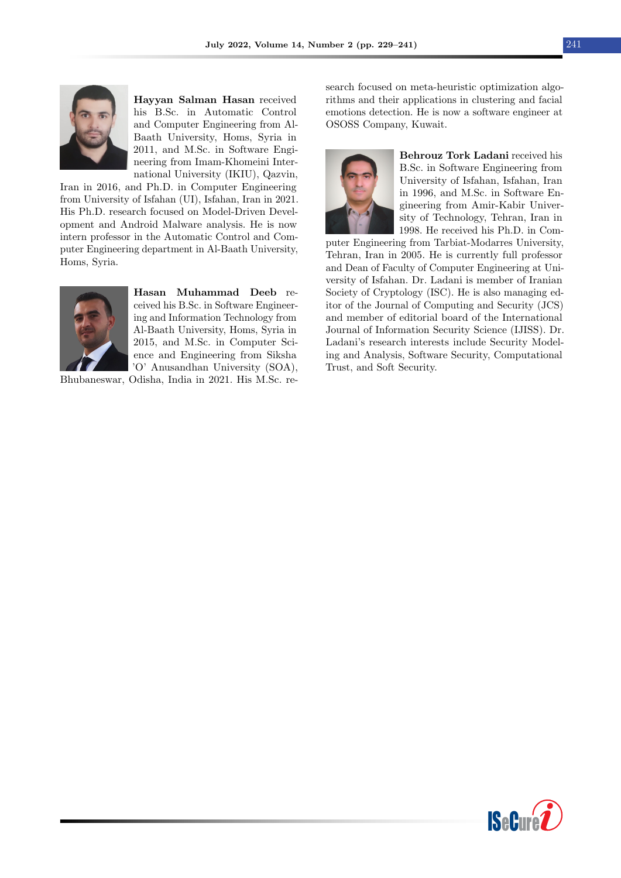**Hayyan Salman Hasan** received his B.Sc. in Automatic Control and Computer Engineering from Al-Baath University, Homs, Syria in 2011, and M.Sc. in Software Engineering from Imam-Khomeini International University (IKIU), Qazvin, Iran in 2016, and Ph.D. in Computer Engineering from University of Isfahan (UI), Isfahan, Iran in 2021. His Ph.D. research focused on Model-Driven Development and Android Malware analysis. He is now intern professor in the Automatic Control and Computer Engineering department in Al-Baath University, Homs, Syria.

**Hasan Muhammad Deeb** received his B.Sc. in Software Engineering and Information Technology from Al-Baath University, Homs, Syria in 2015, and M.Sc. in Computer Science and Engineering from Siksha 'O' Anusandhan University (SOA), Bhubaneswar, Odisha, India in 2021. His M.Sc. research focused on meta-heuristic optimization algorithms and their applications in clustering and facial emotions detection. He is now a software engineer at OSOSS Company, Kuwait.

**Behrouz Tork Ladani** received his B.Sc. in Software Engineering from University of Isfahan, Isfahan, Iran in 1996, and M.Sc. in Software Engineering from Amir-Kabir University of Technology, Tehran, Iran in 1998. He received his Ph.D. in Computer Engineering from Tarbiat-Modarres University, Tehran, Iran in 2005. He is currently full professor and Dean of Faculty of Computer Engineering at University of Isfahan. Dr. Ladani is member of Iranian Society of Cryptology (ISC). He is also managing editor of the Journal of Computing and Security (JCS) and member of editorial board of the International Journal of Information Security Science (IJISS). Dr. Ladani's research interests include Security Modeling and Analysis, Software Security, Computational Trust, and Soft Security.